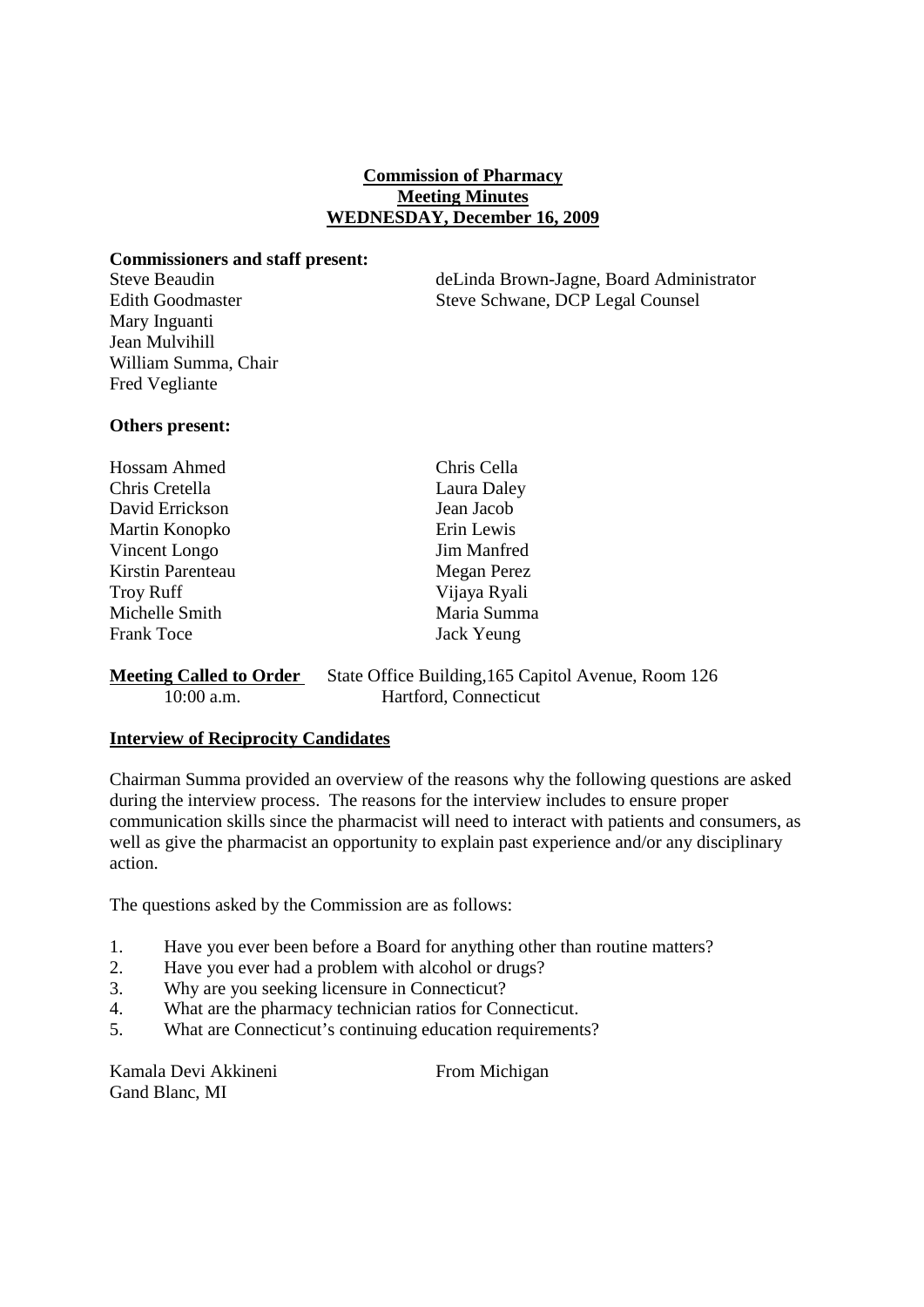**Commission of Pharmacy**
**Meeting Minutes**
**WEDNESDAY, December 16, 2009**

**Commissioners and staff present:**

| | |
|---|---|
| Steve Beaudin | deLinda Brown-Jagne, Board Administrator |
| Edith Goodmaster | Steve Schwane, DCP Legal Counsel |
| Mary Inguanti | |
| Jean Mulvihill | |
| William Summa, Chair | |
| Fred Vegliante | |

**Others present:**

| | |
|---|---|
| Hossam Ahmed | Chris Cella |
| Chris Cretella | Laura Daley |
| David Errickson | Jean Jacob |
| Martin Konopko | Erin Lewis |
| Vincent Longo | Jim Manfred |
| Kirstin Parenteau | Megan Perez |
| Troy Ruff | Vijaya Ryali |
| Michelle Smith | Maria Summa |
| Frank Toce | Jack Yeung |

**Meeting Called to Order** State Office Building,165 Capitol Avenue, Room 126
10:00 a.m. Hartford, Connecticut

**Interview of Reciprocity Candidates**

Chairman Summa provided an overview of the reasons why the following questions are asked during the interview process. The reasons for the interview includes to ensure proper communication skills since the pharmacist will need to interact with patients and consumers, as well as give the pharmacist an opportunity to explain past experience and/or any disciplinary action.

The questions asked by the Commission are as follows:

1. Have you ever been before a Board for anything other than routine matters?
2. Have you ever had a problem with alcohol or drugs?
3. Why are you seeking licensure in Connecticut?
4. What are the pharmacy technician ratios for Connecticut.
5. What are Connecticut's continuing education requirements?

Kamala Devi Akkineni From Michigan
Gand Blanc, MI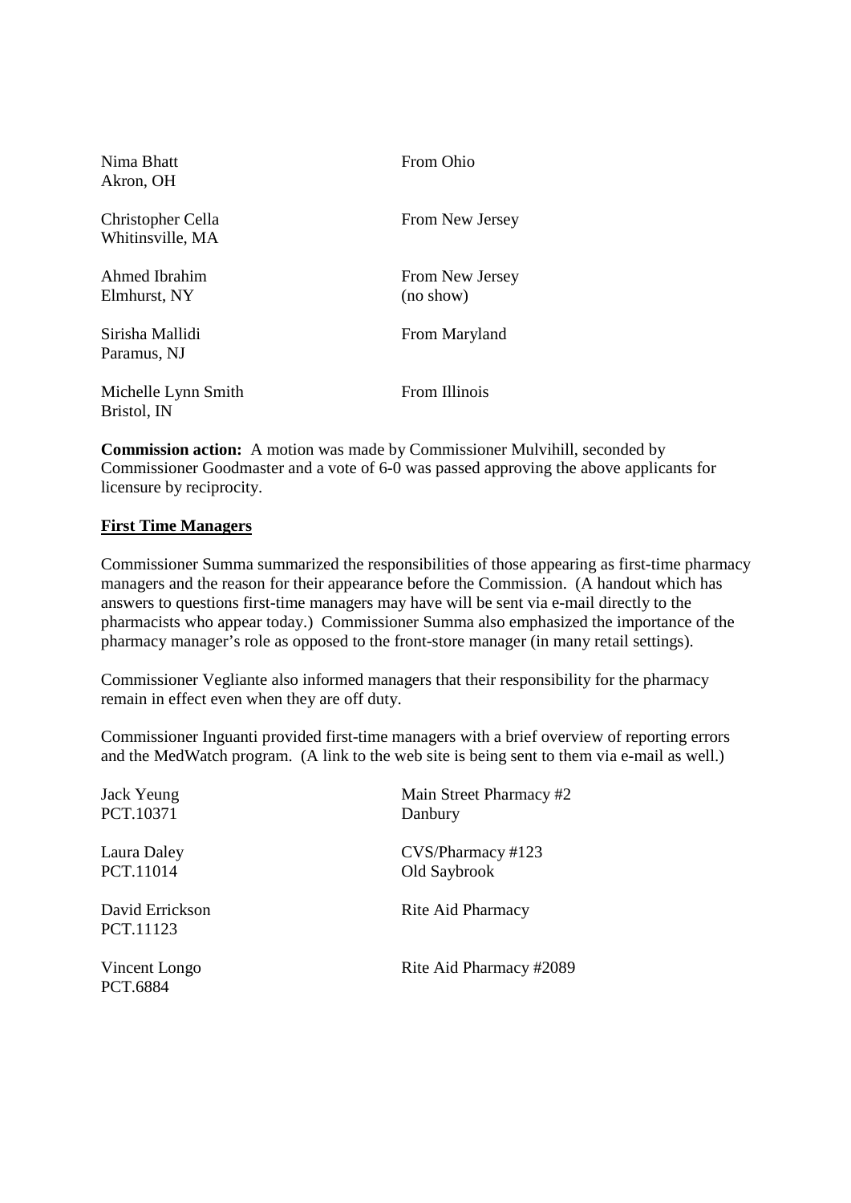| | |
|---|---|
| Nima Bhatt<br>Akron, OH | From Ohio |
| Christopher Cella<br>Whitinsville, MA | From New Jersey |
| Ahmed Ibrahim<br>Elmhurst, NY | From New Jersey<br>(no show) |
| Sirisha Mallidi<br>Paramus, NJ | From Maryland |
| Michelle Lynn Smith<br>Bristol, IN | From Illinois |

**Commission action:** A motion was made by Commissioner Mulvihill, seconded by Commissioner Goodmaster and a vote of 6-0 was passed approving the above applicants for licensure by reciprocity.

**First Time Managers**

Commissioner Summa summarized the responsibilities of those appearing as first-time pharmacy managers and the reason for their appearance before the Commission. (A handout which has answers to questions first-time managers may have will be sent via e-mail directly to the pharmacists who appear today.) Commissioner Summa also emphasized the importance of the pharmacy manager's role as opposed to the front-store manager (in many retail settings).

Commissioner Vegliante also informed managers that their responsibility for the pharmacy remain in effect even when they are off duty.

Commissioner Inguanti provided first-time managers with a brief overview of reporting errors and the MedWatch program. (A link to the web site is being sent to them via e-mail as well.)

| | |
|---|---|
| Jack Yeung<br>PCT.10371 | Main Street Pharmacy #2<br>Danbury |
| Laura Daley<br>PCT.11014 | CVS/Pharmacy #123<br>Old Saybrook |
| David Errickson<br>PCT.11123 | Rite Aid Pharmacy |
| Vincent Longo<br>PCT.6884 | Rite Aid Pharmacy #2089 |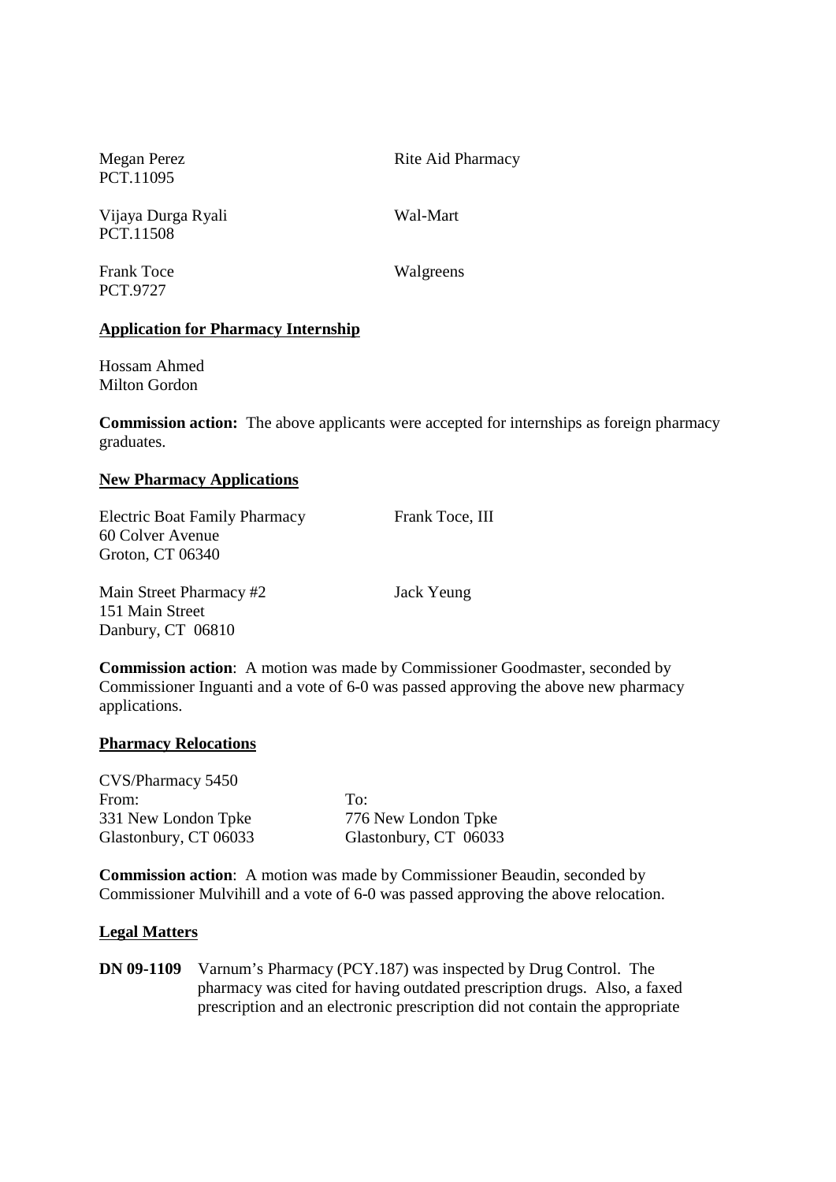Megan Perez
PCT.11095

Rite Aid Pharmacy

Vijaya Durga Ryali
PCT.11508

Wal-Mart

Frank Toce
PCT.9727

Walgreens

**Application for Pharmacy Internship**

Hossam Ahmed
Milton Gordon

**Commission action:** The above applicants were accepted for internships as foreign pharmacy graduates.

**New Pharmacy Applications**

Electric Boat Family Pharmacy
60 Colver Avenue
Groton, CT 06340

Frank Toce, III

Main Street Pharmacy #2
151 Main Street
Danbury, CT 06810

Jack Yeung

**Commission action**: A motion was made by Commissioner Goodmaster, seconded by Commissioner Inguanti and a vote of 6-0 was passed approving the above new pharmacy applications.

**Pharmacy Relocations**

CVS/Pharmacy 5450

| From: | To: |
|---|---|
| 331 New London Tpke | 776 New London Tpke |
| Glastonbury, CT 06033 | Glastonbury, CT 06033 |

**Commission action**: A motion was made by Commissioner Beaudin, seconded by Commissioner Mulvihill and a vote of 6-0 was passed approving the above relocation.

**Legal Matters**

**DN 09-1109** Varnum's Pharmacy (PCY.187) was inspected by Drug Control. The pharmacy was cited for having outdated prescription drugs. Also, a faxed prescription and an electronic prescription did not contain the appropriate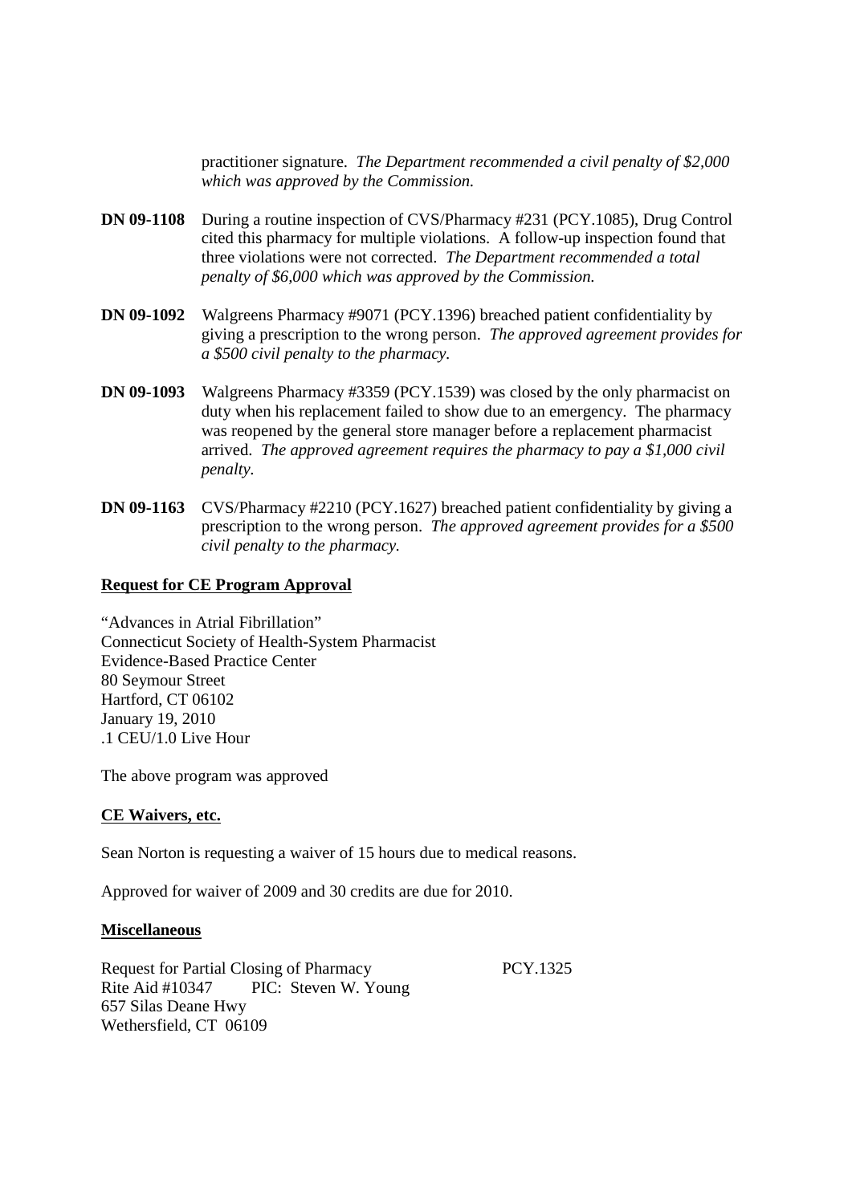practitioner signature. *The Department recommended a civil penalty of $2,000 which was approved by the Commission.*

**DN 09-1108** During a routine inspection of CVS/Pharmacy #231 (PCY.1085), Drug Control cited this pharmacy for multiple violations. A follow-up inspection found that three violations were not corrected. *The Department recommended a total penalty of $6,000 which was approved by the Commission.*

**DN 09-1092** Walgreens Pharmacy #9071 (PCY.1396) breached patient confidentiality by giving a prescription to the wrong person. *The approved agreement provides for a $500 civil penalty to the pharmacy.*

**DN 09-1093** Walgreens Pharmacy #3359 (PCY.1539) was closed by the only pharmacist on duty when his replacement failed to show due to an emergency. The pharmacy was reopened by the general store manager before a replacement pharmacist arrived. *The approved agreement requires the pharmacy to pay a $1,000 civil penalty.*

**DN 09-1163** CVS/Pharmacy #2210 (PCY.1627) breached patient confidentiality by giving a prescription to the wrong person. *The approved agreement provides for a $500 civil penalty to the pharmacy.*

**<u>Request for CE Program Approval</u>**

"Advances in Atrial Fibrillation"
Connecticut Society of Health-System Pharmacist
Evidence-Based Practice Center
80 Seymour Street
Hartford, CT 06102
January 19, 2010
.1 CEU/1.0 Live Hour

The above program was approved

**<u>CE Waivers, etc.</u>**

Sean Norton is requesting a waiver of 15 hours due to medical reasons.

Approved for waiver of 2009 and 30 credits are due for 2010.

**<u>Miscellaneous</u>**

Request for Partial Closing of Pharmacy PCY.1325
Rite Aid #10347 PIC: Steven W. Young
657 Silas Deane Hwy
Wethersfield, CT 06109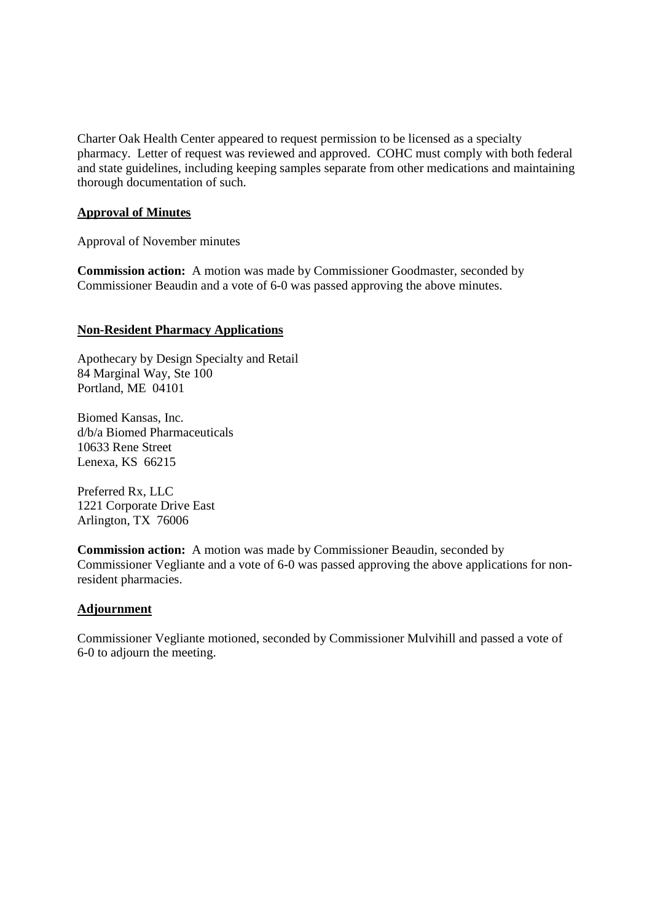Charter Oak Health Center appeared to request permission to be licensed as a specialty pharmacy. Letter of request was reviewed and approved. COHC must comply with both federal and state guidelines, including keeping samples separate from other medications and maintaining thorough documentation of such.

**Approval of Minutes**

Approval of November minutes

**Commission action:** A motion was made by Commissioner Goodmaster, seconded by Commissioner Beaudin and a vote of 6-0 was passed approving the above minutes.

**Non-Resident Pharmacy Applications**

Apothecary by Design Specialty and Retail
84 Marginal Way, Ste 100
Portland, ME 04101

Biomed Kansas, Inc.
d/b/a Biomed Pharmaceuticals
10633 Rene Street
Lenexa, KS 66215

Preferred Rx, LLC
1221 Corporate Drive East
Arlington, TX 76006

**Commission action:** A motion was made by Commissioner Beaudin, seconded by Commissioner Vegliante and a vote of 6-0 was passed approving the above applications for non-resident pharmacies.

**Adjournment**

Commissioner Vegliante motioned, seconded by Commissioner Mulvihill and passed a vote of 6-0 to adjourn the meeting.